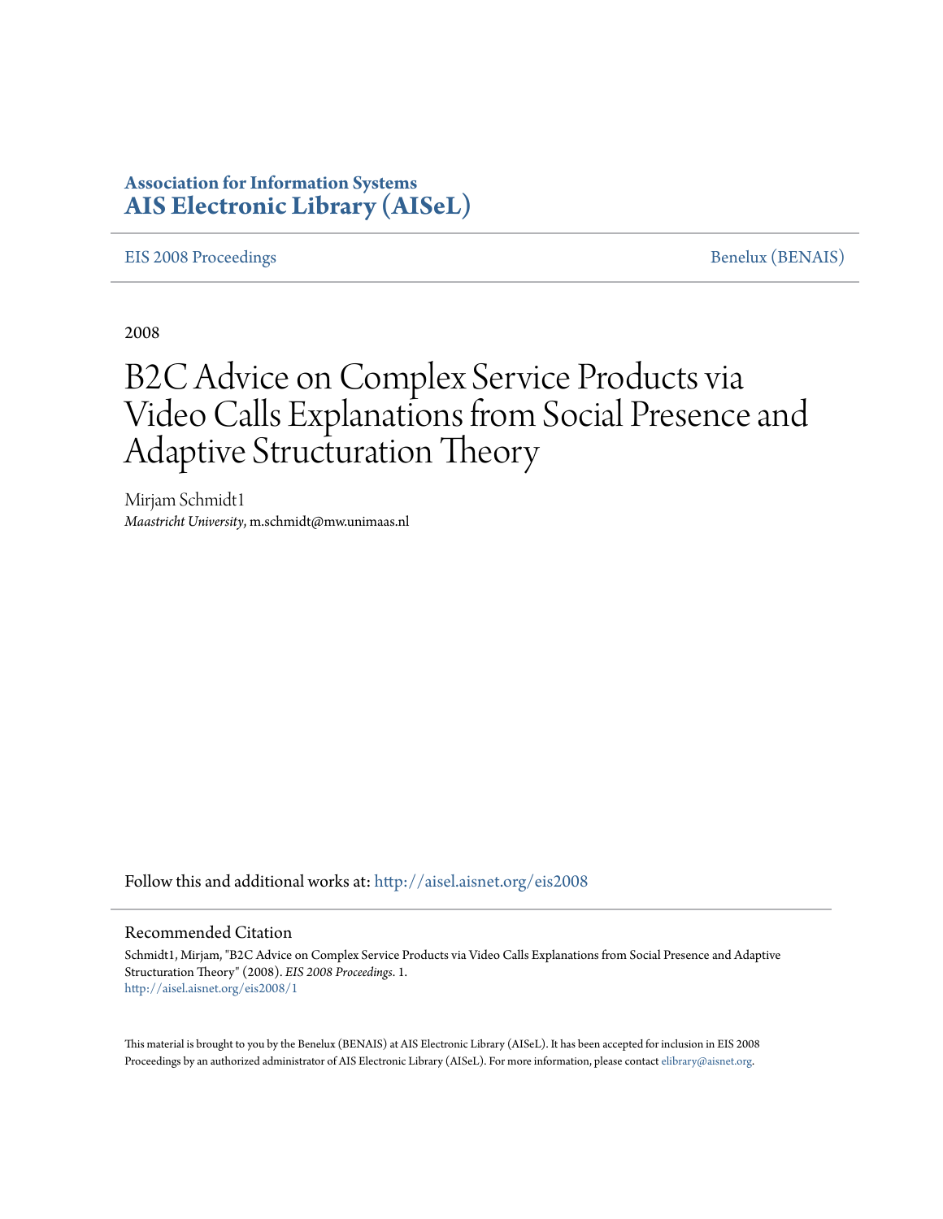**Association for Information Systems**
**AIS Electronic Library (AISeL)**

EIS 2008 Proceedings | Benelux (BENAIS)

2008

# B2C Advice on Complex Service Products via Video Calls Explanations from Social Presence and Adaptive Structuration Theory

Mirjam Schmidt1
*Maastricht University*, m.schmidt@mw.unimaas.nl

Follow this and additional works at: http://aisel.aisnet.org/eis2008

## Recommended Citation

Schmidt1, Mirjam, "B2C Advice on Complex Service Products via Video Calls Explanations from Social Presence and Adaptive Structuration Theory" (2008). *EIS 2008 Proceedings*. 1.
http://aisel.aisnet.org/eis2008/1

This material is brought to you by the Benelux (BENAIS) at AIS Electronic Library (AISeL). It has been accepted for inclusion in EIS 2008 Proceedings by an authorized administrator of AIS Electronic Library (AISeL). For more information, please contact elibrary@aisnet.org.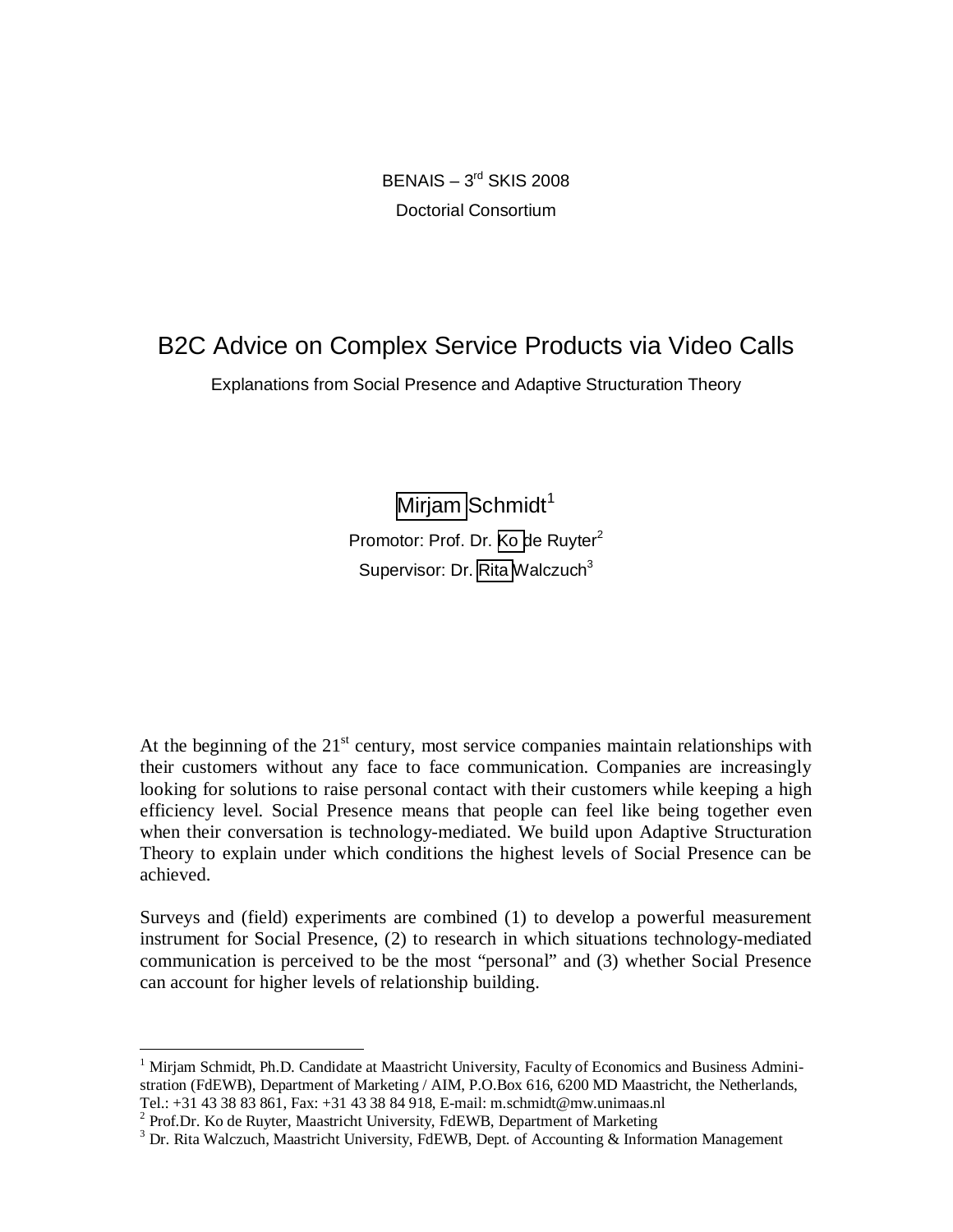BENAIS – 3rd SKIS 2008

Doctorial Consortium

# B2C Advice on Complex Service Products via Video Calls

Explanations from Social Presence and Adaptive Structuration Theory

Mirjam Schmidt[1]

Promotor: Prof. Dr. Ko de Ruyter[2]

Supervisor: Dr. Rita Walczuch[3]

At the beginning of the 21st century, most service companies maintain relationships with their customers without any face to face communication. Companies are increasingly looking for solutions to raise personal contact with their customers while keeping a high efficiency level. Social Presence means that people can feel like being together even when their conversation is technology-mediated. We build upon Adaptive Structuration Theory to explain under which conditions the highest levels of Social Presence can be achieved.

Surveys and (field) experiments are combined (1) to develop a powerful measurement instrument for Social Presence, (2) to research in which situations technology-mediated communication is perceived to be the most "personal" and (3) whether Social Presence can account for higher levels of relationship building.

---

[1] Mirjam Schmidt, Ph.D. Candidate at Maastricht University, Faculty of Economics and Business Administration (FdEWB), Department of Marketing / AIM, P.O.Box 616, 6200 MD Maastricht, the Netherlands, Tel.: +31 43 38 83 861, Fax: +31 43 38 84 918, E-mail: m.schmidt@mw.unimaas.nl

[2] Prof.Dr. Ko de Ruyter, Maastricht University, FdEWB, Department of Marketing

[3] Dr. Rita Walczuch, Maastricht University, FdEWB, Dept. of Accounting & Information Management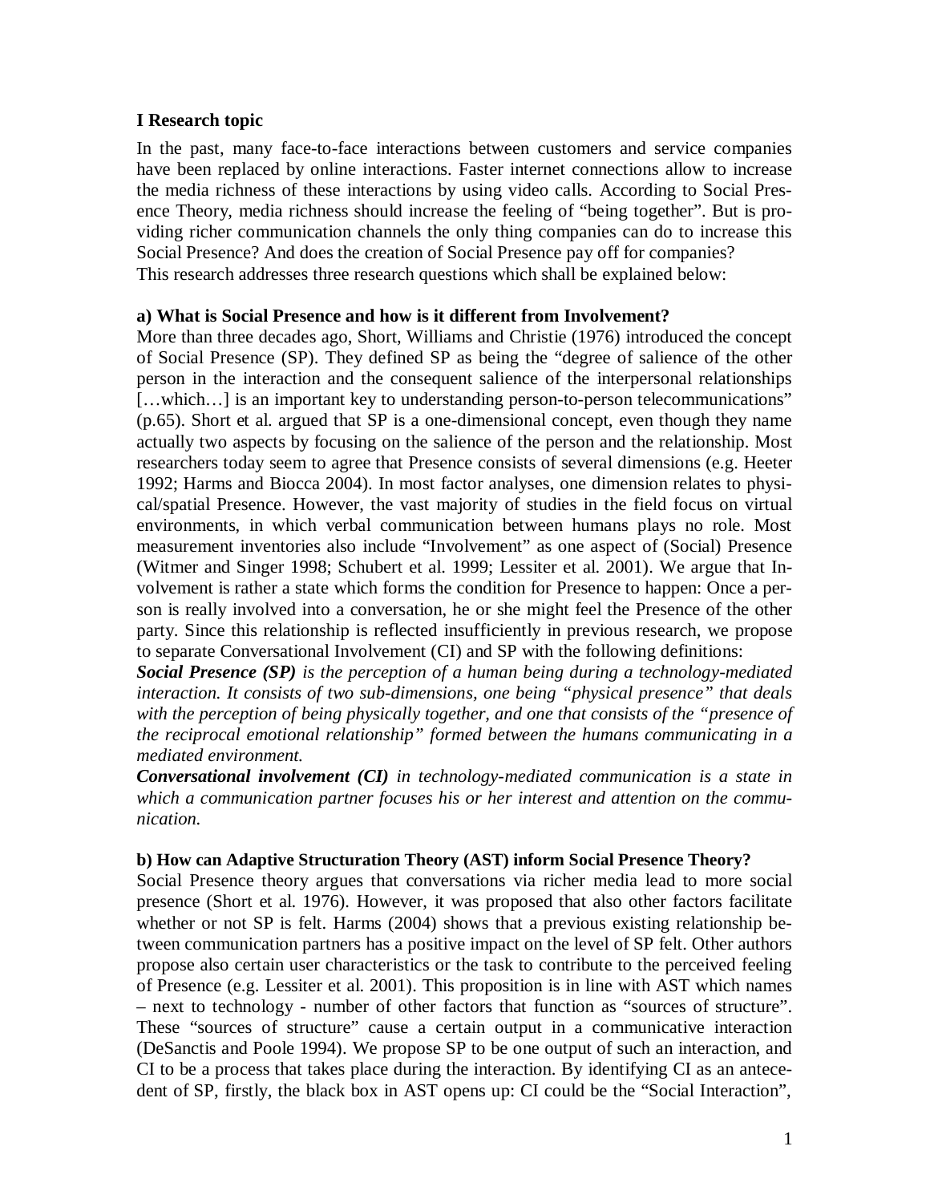## I Research topic

In the past, many face-to-face interactions between customers and service companies have been replaced by online interactions. Faster internet connections allow to increase the media richness of these interactions by using video calls. According to Social Presence Theory, media richness should increase the feeling of "being together". But is providing richer communication channels the only thing companies can do to increase this Social Presence? And does the creation of Social Presence pay off for companies?
This research addresses three research questions which shall be explained below:

### a) What is Social Presence and how is it different from Involvement?

More than three decades ago, Short, Williams and Christie (1976) introduced the concept of Social Presence (SP). They defined SP as being the "degree of salience of the other person in the interaction and the consequent salience of the interpersonal relationships […which…] is an important key to understanding person-to-person telecommunications" (p.65). Short et al. argued that SP is a one-dimensional concept, even though they name actually two aspects by focusing on the salience of the person and the relationship. Most researchers today seem to agree that Presence consists of several dimensions (e.g. Heeter 1992; Harms and Biocca 2004). In most factor analyses, one dimension relates to physical/spatial Presence. However, the vast majority of studies in the field focus on virtual environments, in which verbal communication between humans plays no role. Most measurement inventories also include "Involvement" as one aspect of (Social) Presence (Witmer and Singer 1998; Schubert et al. 1999; Lessiter et al. 2001). We argue that Involvement is rather a state which forms the condition for Presence to happen: Once a person is really involved into a conversation, he or she might feel the Presence of the other party. Since this relationship is reflected insufficiently in previous research, we propose to separate Conversational Involvement (CI) and SP with the following definitions:

***Social Presence (SP)*** *is the perception of a human being during a technology-mediated interaction. It consists of two sub-dimensions, one being "physical presence" that deals with the perception of being physically together, and one that consists of the "presence of the reciprocal emotional relationship" formed between the humans communicating in a mediated environment.*

***Conversational involvement (CI)*** *in technology-mediated communication is a state in which a communication partner focuses his or her interest and attention on the communication.*

### b) How can Adaptive Structuration Theory (AST) inform Social Presence Theory?

Social Presence theory argues that conversations via richer media lead to more social presence (Short et al. 1976). However, it was proposed that also other factors facilitate whether or not SP is felt. Harms (2004) shows that a previous existing relationship between communication partners has a positive impact on the level of SP felt. Other authors propose also certain user characteristics or the task to contribute to the perceived feeling of Presence (e.g. Lessiter et al. 2001). This proposition is in line with AST which names – next to technology - number of other factors that function as "sources of structure". These "sources of structure" cause a certain output in a communicative interaction (DeSanctis and Poole 1994). We propose SP to be one output of such an interaction, and CI to be a process that takes place during the interaction. By identifying CI as an antecedent of SP, firstly, the black box in AST opens up: CI could be the "Social Interaction",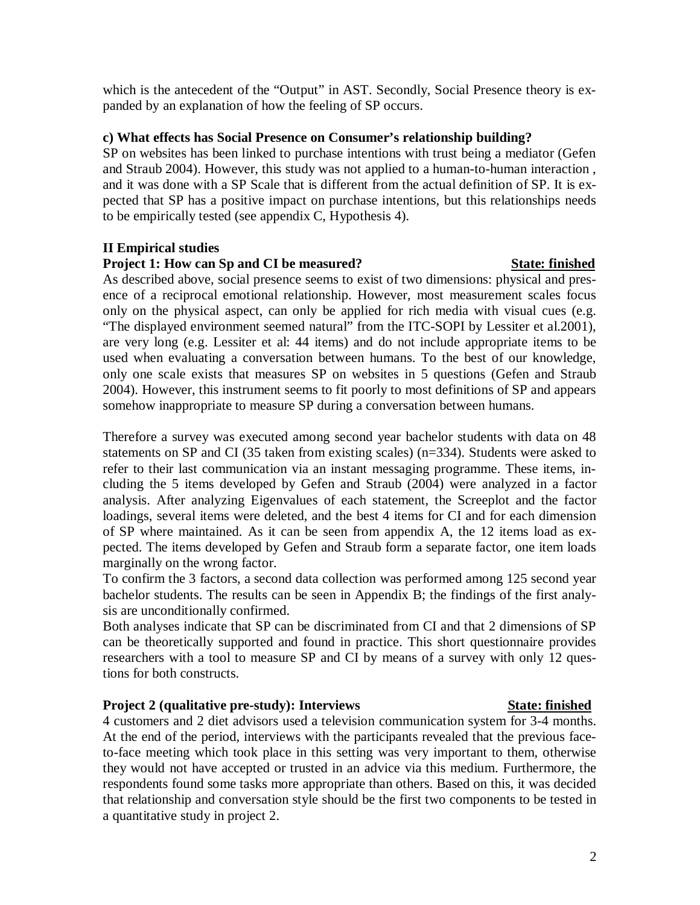which is the antecedent of the "Output" in AST. Secondly, Social Presence theory is expanded by an explanation of how the feeling of SP occurs.

**c) What effects has Social Presence on Consumer's relationship building?**

SP on websites has been linked to purchase intentions with trust being a mediator (Gefen and Straub 2004). However, this study was not applied to a human-to-human interaction , and it was done with a SP Scale that is different from the actual definition of SP. It is expected that SP has a positive impact on purchase intentions, but this relationships needs to be empirically tested (see appendix C, Hypothesis 4).

## II Empirical studies

**Project 1: How can Sp and CI be measured?** **State: finished**

As described above, social presence seems to exist of two dimensions: physical and presence of a reciprocal emotional relationship. However, most measurement scales focus only on the physical aspect, can only be applied for rich media with visual cues (e.g. "The displayed environment seemed natural" from the ITC-SOPI by Lessiter et al.2001), are very long (e.g. Lessiter et al: 44 items) and do not include appropriate items to be used when evaluating a conversation between humans. To the best of our knowledge, only one scale exists that measures SP on websites in 5 questions (Gefen and Straub 2004). However, this instrument seems to fit poorly to most definitions of SP and appears somehow inappropriate to measure SP during a conversation between humans.

Therefore a survey was executed among second year bachelor students with data on 48 statements on SP and CI (35 taken from existing scales) (n=334). Students were asked to refer to their last communication via an instant messaging programme. These items, including the 5 items developed by Gefen and Straub (2004) were analyzed in a factor analysis. After analyzing Eigenvalues of each statement, the Screeplot and the factor loadings, several items were deleted, and the best 4 items for CI and for each dimension of SP where maintained. As it can be seen from appendix A, the 12 items load as expected. The items developed by Gefen and Straub form a separate factor, one item loads marginally on the wrong factor.

To confirm the 3 factors, a second data collection was performed among 125 second year bachelor students. The results can be seen in Appendix B; the findings of the first analysis are unconditionally confirmed.

Both analyses indicate that SP can be discriminated from CI and that 2 dimensions of SP can be theoretically supported and found in practice. This short questionnaire provides researchers with a tool to measure SP and CI by means of a survey with only 12 questions for both constructs.

**Project 2 (qualitative pre-study): Interviews** **State: finished**

4 customers and 2 diet advisors used a television communication system for 3-4 months. At the end of the period, interviews with the participants revealed that the previous face-to-face meeting which took place in this setting was very important to them, otherwise they would not have accepted or trusted in an advice via this medium. Furthermore, the respondents found some tasks more appropriate than others. Based on this, it was decided that relationship and conversation style should be the first two components to be tested in a quantitative study in project 2.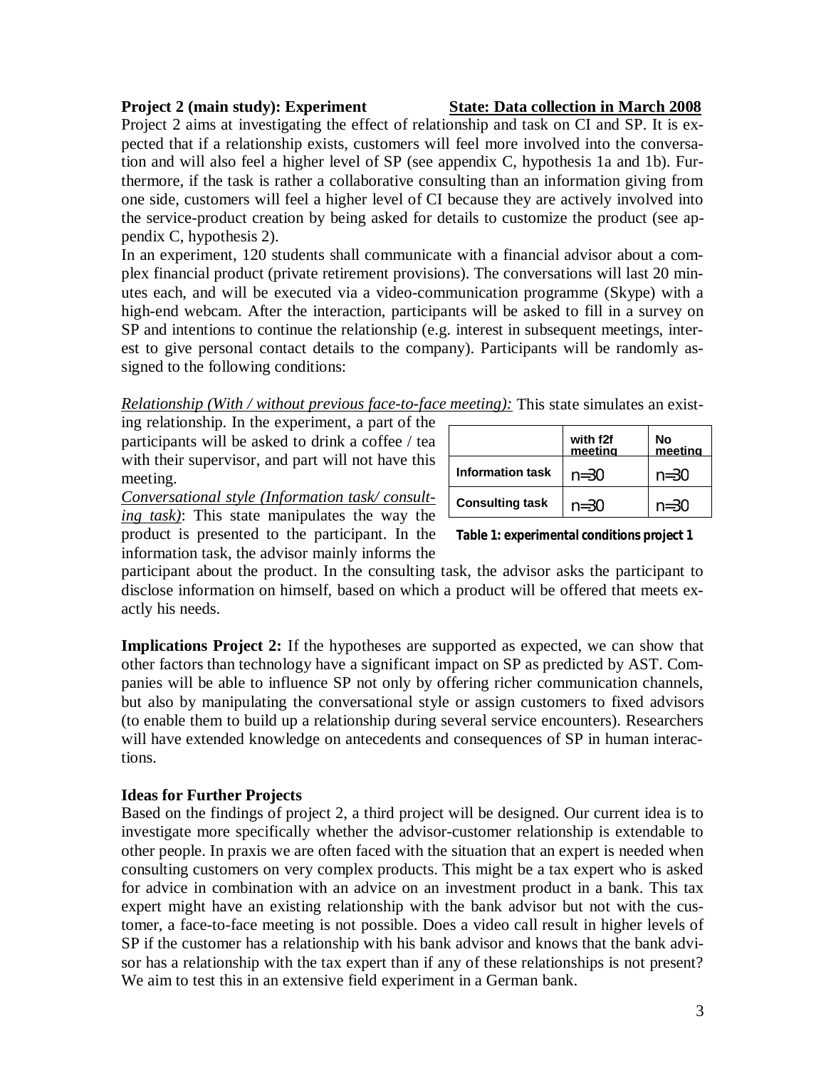**Project 2 (main study): Experiment** **State: Data collection in March 2008**

Project 2 aims at investigating the effect of relationship and task on CI and SP. It is expected that if a relationship exists, customers will feel more involved into the conversation and will also feel a higher level of SP (see appendix C, hypothesis 1a and 1b). Furthermore, if the task is rather a collaborative consulting than an information giving from one side, customers will feel a higher level of CI because they are actively involved into the service-product creation by being asked for details to customize the product (see appendix C, hypothesis 2).

In an experiment, 120 students shall communicate with a financial advisor about a complex financial product (private retirement provisions). The conversations will last 20 minutes each, and will be executed via a video-communication programme (Skype) with a high-end webcam. After the interaction, participants will be asked to fill in a survey on SP and intentions to continue the relationship (e.g. interest in subsequent meetings, interest to give personal contact details to the company). Participants will be randomly assigned to the following conditions:

*Relationship (With / without previous face-to-face meeting):* This state simulates an existing relationship. In the experiment, a part of the participants will be asked to drink a coffee / tea with their supervisor, and part will not have this meeting.

*Conversational style (Information task/ consulting task)*: This state manipulates the way the product is presented to the participant. In the information task, the advisor mainly informs the participant about the product. In the consulting task, the advisor asks the participant to disclose information on himself, based on which a product will be offered that meets exactly his needs.

| | with f2f meeting | No meeting |
|---|---|---|
| **Information task** | n=30 | n=30 |
| **Consulting task** | n=30 | n=30 |

**Table 1: experimental conditions project 1**

**Implications Project 2:** If the hypotheses are supported as expected, we can show that other factors than technology have a significant impact on SP as predicted by AST. Companies will be able to influence SP not only by offering richer communication channels, but also by manipulating the conversational style or assign customers to fixed advisors (to enable them to build up a relationship during several service encounters). Researchers will have extended knowledge on antecedents and consequences of SP in human interactions.

**Ideas for Further Projects**

Based on the findings of project 2, a third project will be designed. Our current idea is to investigate more specifically whether the advisor-customer relationship is extendable to other people. In praxis we are often faced with the situation that an expert is needed when consulting customers on very complex products. This might be a tax expert who is asked for advice in combination with an advice on an investment product in a bank. This tax expert might have an existing relationship with the bank advisor but not with the customer, a face-to-face meeting is not possible. Does a video call result in higher levels of SP if the customer has a relationship with his bank advisor and knows that the bank advisor has a relationship with the tax expert than if any of these relationships is not present? We aim to test this in an extensive field experiment in a German bank.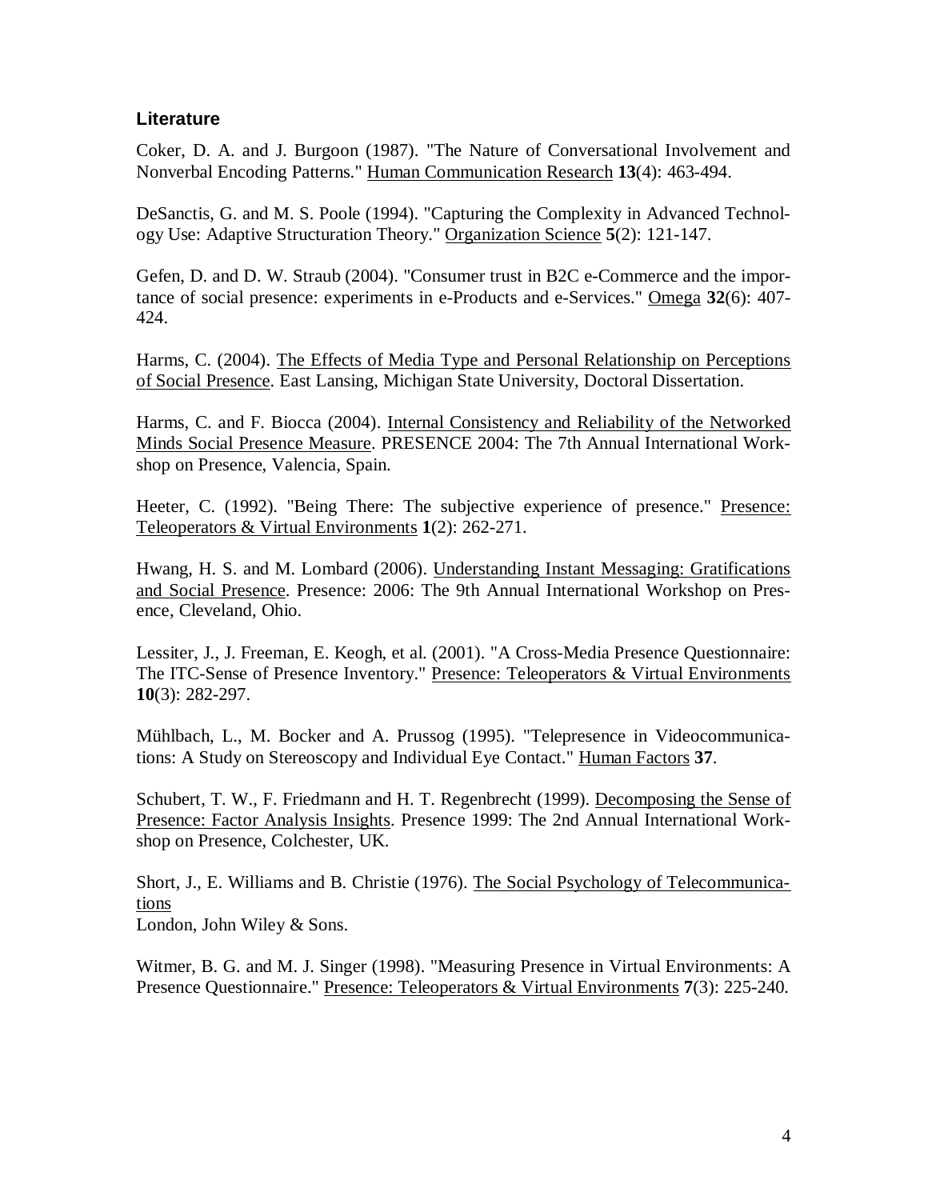## Literature

Coker, D. A. and J. Burgoon (1987). "The Nature of Conversational Involvement and Nonverbal Encoding Patterns." Human Communication Research **13**(4): 463-494.

DeSanctis, G. and M. S. Poole (1994). "Capturing the Complexity in Advanced Technology Use: Adaptive Structuration Theory." Organization Science **5**(2): 121-147.

Gefen, D. and D. W. Straub (2004). "Consumer trust in B2C e-Commerce and the importance of social presence: experiments in e-Products and e-Services." Omega **32**(6): 407-424.

Harms, C. (2004). The Effects of Media Type and Personal Relationship on Perceptions of Social Presence. East Lansing, Michigan State University, Doctoral Dissertation.

Harms, C. and F. Biocca (2004). Internal Consistency and Reliability of the Networked Minds Social Presence Measure. PRESENCE 2004: The 7th Annual International Workshop on Presence, Valencia, Spain.

Heeter, C. (1992). "Being There: The subjective experience of presence." Presence: Teleoperators & Virtual Environments **1**(2): 262-271.

Hwang, H. S. and M. Lombard (2006). Understanding Instant Messaging: Gratifications and Social Presence. Presence: 2006: The 9th Annual International Workshop on Presence, Cleveland, Ohio.

Lessiter, J., J. Freeman, E. Keogh, et al. (2001). "A Cross-Media Presence Questionnaire: The ITC-Sense of Presence Inventory." Presence: Teleoperators & Virtual Environments **10**(3): 282-297.

Mühlbach, L., M. Bocker and A. Prussog (1995). "Telepresence in Videocommunications: A Study on Stereoscopy and Individual Eye Contact." Human Factors **37**.

Schubert, T. W., F. Friedmann and H. T. Regenbrecht (1999). Decomposing the Sense of Presence: Factor Analysis Insights. Presence 1999: The 2nd Annual International Workshop on Presence, Colchester, UK.

Short, J., E. Williams and B. Christie (1976). The Social Psychology of Telecommunications
London, John Wiley & Sons.

Witmer, B. G. and M. J. Singer (1998). "Measuring Presence in Virtual Environments: A Presence Questionnaire." Presence: Teleoperators & Virtual Environments **7**(3): 225-240.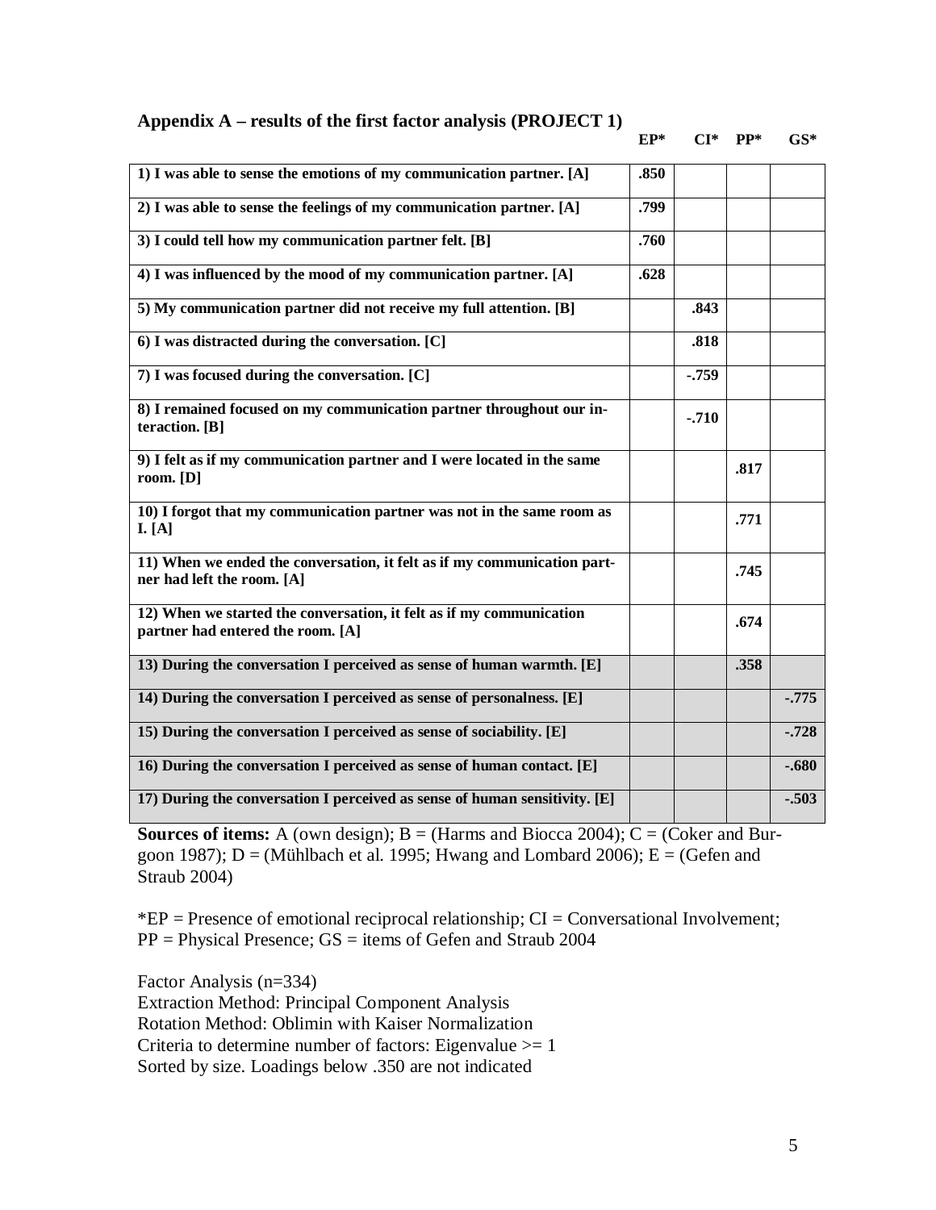## Appendix A – results of the first factor analysis (PROJECT 1)

| | EP* | CI* | PP* | GS* |
|---|---|---|---|---|
| **1) I was able to sense the emotions of my communication partner. [A]** | **.850** | | | |
| **2) I was able to sense the feelings of my communication partner. [A]** | **.799** | | | |
| **3) I could tell how my communication partner felt. [B]** | **.760** | | | |
| **4) I was influenced by the mood of my communication partner. [A]** | **.628** | | | |
| **5) My communication partner did not receive my full attention. [B]** | | **.843** | | |
| **6) I was distracted during the conversation. [C]** | | **.818** | | |
| **7) I was focused during the conversation. [C]** | | **-.759** | | |
| **8) I remained focused on my communication partner throughout our interaction. [B]** | | **-.710** | | |
| **9) I felt as if my communication partner and I were located in the same room. [D]** | | | **.817** | |
| **10) I forgot that my communication partner was not in the same room as I. [A]** | | | **.771** | |
| **11) When we ended the conversation, it felt as if my communication partner had left the room. [A]** | | | **.745** | |
| **12) When we started the conversation, it felt as if my communication partner had entered the room. [A]** | | | **.674** | |
| **13) During the conversation I perceived as sense of human warmth. [E]** | | | **.358** | |
| **14) During the conversation I perceived as sense of personalness. [E]** | | | | **-.775** |
| **15) During the conversation I perceived as sense of sociability. [E]** | | | | **-.728** |
| **16) During the conversation I perceived as sense of human contact. [E]** | | | | **-.680** |
| **17) During the conversation I perceived as sense of human sensitivity. [E]** | | | | **-.503** |

**Sources of items:** A (own design); B = (Harms and Biocca 2004); C = (Coker and Burgoon 1987); D = (Mühlbach et al. 1995; Hwang and Lombard 2006); E = (Gefen and Straub 2004)

*EP = Presence of emotional reciprocal relationship; CI = Conversational Involvement; PP = Physical Presence; GS = items of Gefen and Straub 2004

Factor Analysis (n=334)
Extraction Method: Principal Component Analysis
Rotation Method: Oblimin with Kaiser Normalization
Criteria to determine number of factors: Eigenvalue >= 1
Sorted by size. Loadings below .350 are not indicated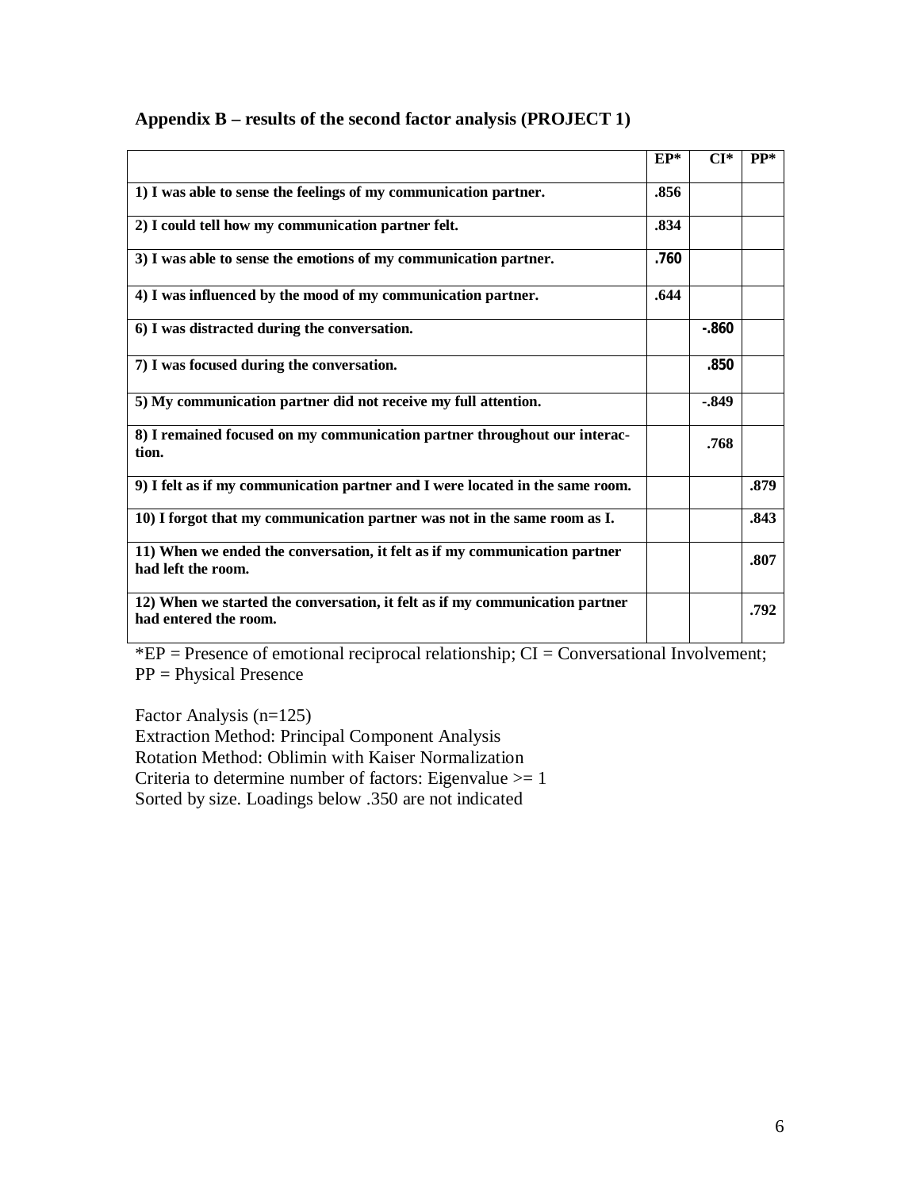**Appendix B – results of the second factor analysis (PROJECT 1)**

| | EP* | CI* | PP* |
|---|---|---|---|
| **1) I was able to sense the feelings of my communication partner.** | **.856** | | |
| **2) I could tell how my communication partner felt.** | **.834** | | |
| **3) I was able to sense the emotions of my communication partner.** | **.760** | | |
| **4) I was influenced by the mood of my communication partner.** | **.644** | | |
| **6) I was distracted during the conversation.** | | **-.860** | |
| **7) I was focused during the conversation.** | | **.850** | |
| **5) My communication partner did not receive my full attention.** | | **-.849** | |
| **8) I remained focused on my communication partner throughout our interaction.** | | **.768** | |
| **9) I felt as if my communication partner and I were located in the same room.** | | | **.879** |
| **10) I forgot that my communication partner was not in the same room as I.** | | | **.843** |
| **11) When we ended the conversation, it felt as if my communication partner had left the room.** | | | **.807** |
| **12) When we started the conversation, it felt as if my communication partner had entered the room.** | | | **.792** |

*EP = Presence of emotional reciprocal relationship; CI = Conversational Involvement; PP = Physical Presence

Factor Analysis (n=125)
Extraction Method: Principal Component Analysis
Rotation Method: Oblimin with Kaiser Normalization
Criteria to determine number of factors: Eigenvalue >= 1
Sorted by size. Loadings below .350 are not indicated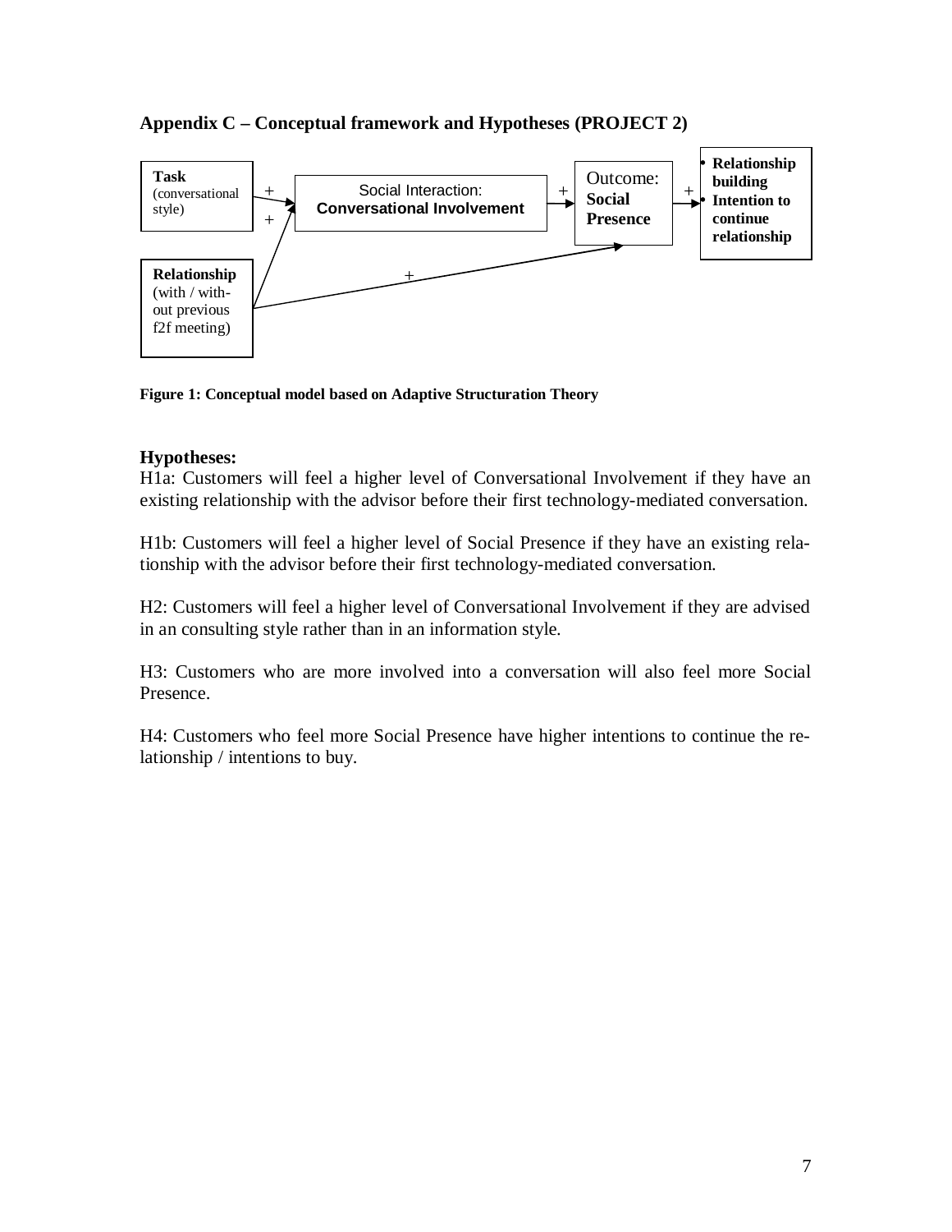## Appendix C – Conceptual framework and Hypotheses (PROJECT 2)

**Task** (conversational style)

**Relationship** (with / without previous f2f meeting)

Social Interaction: **Conversational Involvement**

Outcome: **Social Presence**

- **Relationship building**
- **Intention to continue relationship**

+

+

+

+

+

**Figure 1: Conceptual model based on Adaptive Structuration Theory**

### Hypotheses:

H1a: Customers will feel a higher level of Conversational Involvement if they have an existing relationship with the advisor before their first technology-mediated conversation.

H1b: Customers will feel a higher level of Social Presence if they have an existing relationship with the advisor before their first technology-mediated conversation.

H2: Customers will feel a higher level of Conversational Involvement if they are advised in an consulting style rather than in an information style.

H3: Customers who are more involved into a conversation will also feel more Social Presence.

H4: Customers who feel more Social Presence have higher intentions to continue the relationship / intentions to buy.